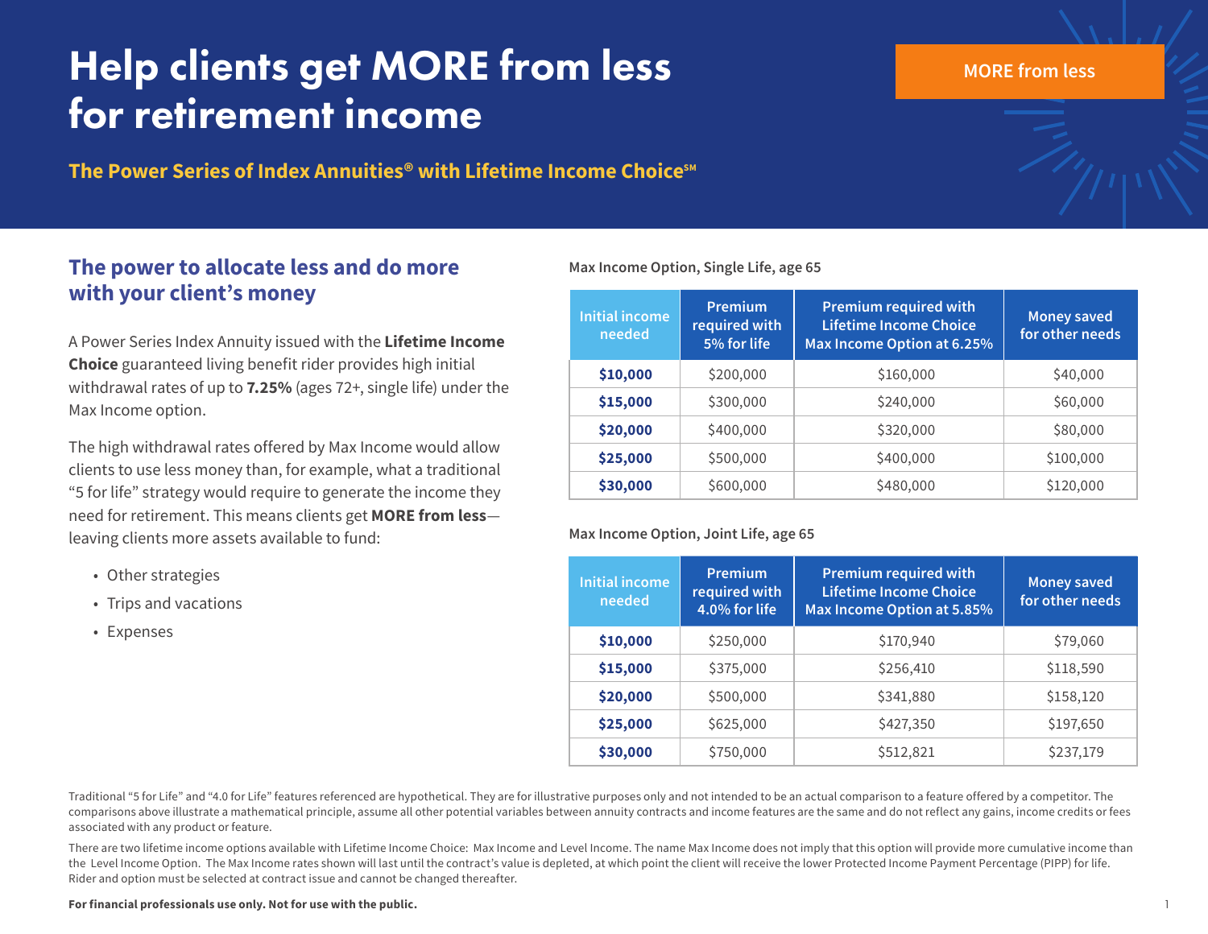# Help clients get MORE from less for retirement income

MORE from less

**The Power Series of Index Annuities® with Lifetime Income Choice℠**

## The power to allocate less and do more with your client's money

A Power Series Index Annuity issued with the **Lifetime Income Choice** guaranteed living benefit rider provides high initial withdrawal rates of up to **7.25%** (ages 72+, single life) under the Max Income option.

The high withdrawal rates offered by Max Income would allow clients to use less money than, for example, what a traditional "5 for life" strategy would require to generate the income they need for retirement. This means clients get **MORE from less**—leaving clients more assets available to fund:

- Other strategies
- Trips and vacations
- Expenses

**Max Income Option, Single Life, age 65**

| Initial income needed | Premium required with 5% for life | Premium required with Lifetime Income Choice Max Income Option at 6.25% | Money saved for other needs |
|---|---|---|---|
| **$10,000** | $200,000 | $160,000 | $40,000 |
| **$15,000** | $300,000 | $240,000 | $60,000 |
| **$20,000** | $400,000 | $320,000 | $80,000 |
| **$25,000** | $500,000 | $400,000 | $100,000 |
| **$30,000** | $600,000 | $480,000 | $120,000 |

**Max Income Option, Joint Life, age 65**

| Initial income needed | Premium required with 4.0% for life | Premium required with Lifetime Income Choice Max Income Option at 5.85% | Money saved for other needs |
|---|---|---|---|
| **$10,000** | $250,000 | $170,940 | $79,060 |
| **$15,000** | $375,000 | $256,410 | $118,590 |
| **$20,000** | $500,000 | $341,880 | $158,120 |
| **$25,000** | $625,000 | $427,350 | $197,650 |
| **$30,000** | $750,000 | $512,821 | $237,179 |

Traditional "5 for Life" and "4.0 for Life" features referenced are hypothetical. They are for illustrative purposes only and not intended to be an actual comparison to a feature offered by a competitor. The comparisons above illustrate a mathematical principle, assume all other potential variables between annuity contracts and income features are the same and do not reflect any gains, income credits or fees associated with any product or feature.

There are two lifetime income options available with Lifetime Income Choice: Max Income and Level Income. The name Max Income does not imply that this option will provide more cumulative income than the Level Income Option. The Max Income rates shown will last until the contract's value is depleted, at which point the client will receive the lower Protected Income Payment Percentage (PIPP) for life. Rider and option must be selected at contract issue and cannot be changed thereafter.

**For financial professionals use only. Not for use with the public.**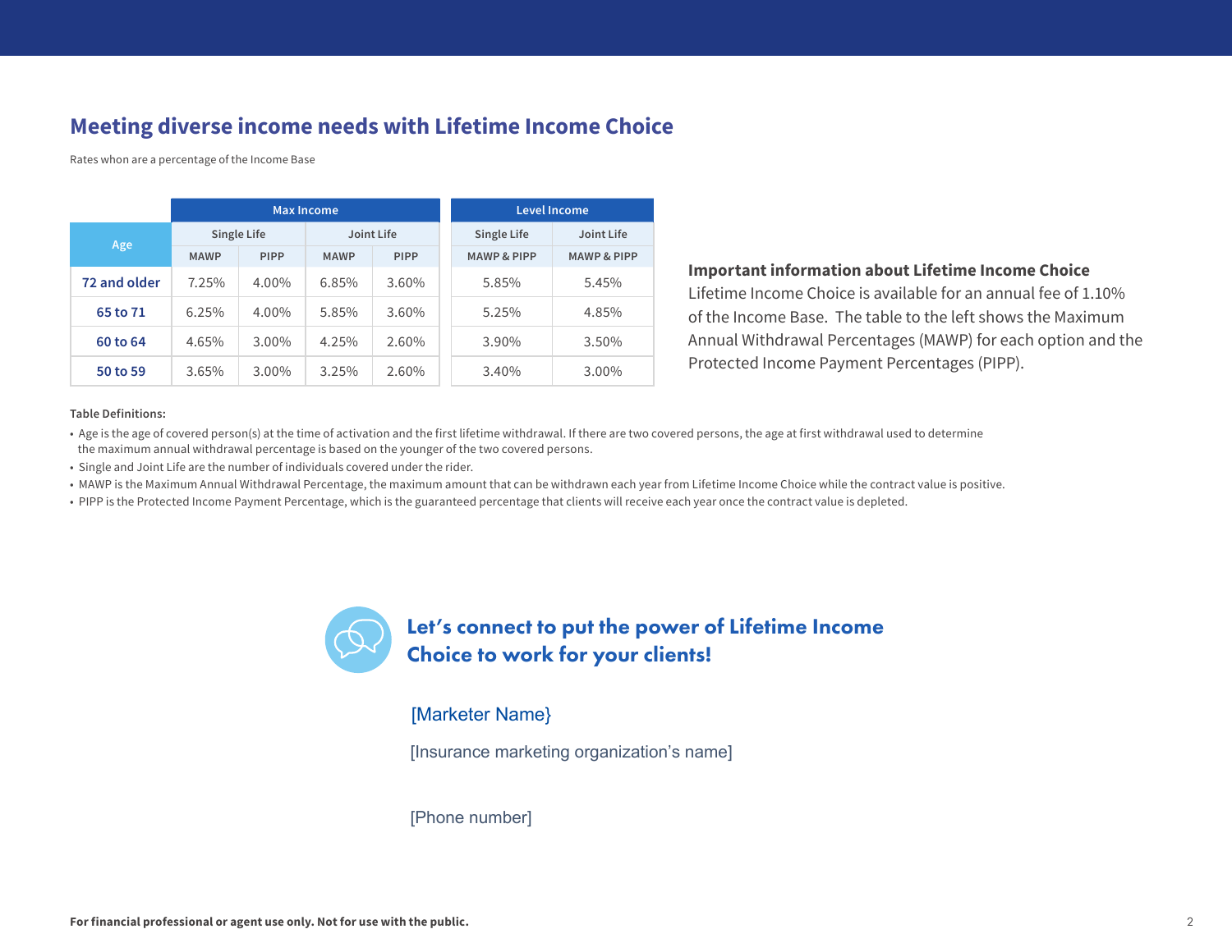## Meeting diverse income needs with Lifetime Income Choice

Rates whon are a percentage of the Income Base

| Age | Max Income | | | | Level Income | |
|---|---|---|---|---|---|---|
| | Single Life | | Joint Life | | Single Life | Joint Life |
| | MAWP | PIPP | MAWP | PIPP | MAWP & PIPP | MAWP & PIPP |
| 72 and older | 7.25% | 4.00% | 6.85% | 3.60% | 5.85% | 5.45% |
| 65 to 71 | 6.25% | 4.00% | 5.85% | 3.60% | 5.25% | 4.85% |
| 60 to 64 | 4.65% | 3.00% | 4.25% | 2.60% | 3.90% | 3.50% |
| 50 to 59 | 3.65% | 3.00% | 3.25% | 2.60% | 3.40% | 3.00% |

**Important information about Lifetime Income Choice**

Lifetime Income Choice is available for an annual fee of 1.10% of the Income Base. The table to the left shows the Maximum Annual Withdrawal Percentages (MAWP) for each option and the Protected Income Payment Percentages (PIPP).

**Table Definitions:**

- Age is the age of covered person(s) at the time of activation and the first lifetime withdrawal. If there are two covered persons, the age at first withdrawal used to determine the maximum annual withdrawal percentage is based on the younger of the two covered persons.
- Single and Joint Life are the number of individuals covered under the rider.
- MAWP is the Maximum Annual Withdrawal Percentage, the maximum amount that can be withdrawn each year from Lifetime Income Choice while the contract value is positive.
- PIPP is the Protected Income Payment Percentage, which is the guaranteed percentage that clients will receive each year once the contract value is depleted.

## Let's connect to put the power of Lifetime Income Choice to work for your clients!

[Marketer Name}

[Insurance marketing organization's name]

[Phone number]

**For financial professional or agent use only. Not for use with the public.**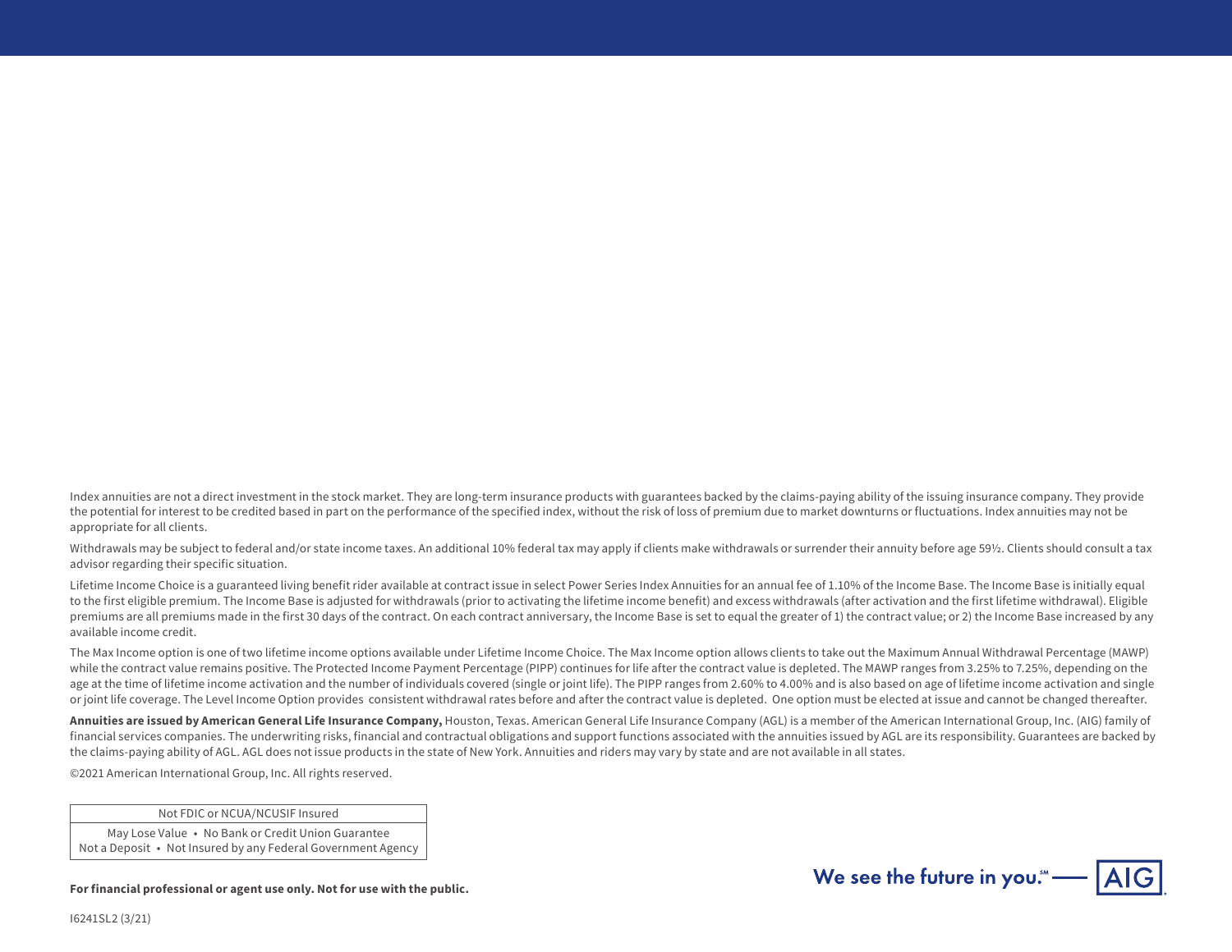Index annuities are not a direct investment in the stock market. They are long-term insurance products with guarantees backed by the claims-paying ability of the issuing insurance company. They provide the potential for interest to be credited based in part on the performance of the specified index, without the risk of loss of premium due to market downturns or fluctuations. Index annuities may not be appropriate for all clients.

Withdrawals may be subject to federal and/or state income taxes. An additional 10% federal tax may apply if clients make withdrawals or surrender their annuity before age 59½. Clients should consult a tax advisor regarding their specific situation.

Lifetime Income Choice is a guaranteed living benefit rider available at contract issue in select Power Series Index Annuities for an annual fee of 1.10% of the Income Base. The Income Base is initially equal to the first eligible premium. The Income Base is adjusted for withdrawals (prior to activating the lifetime income benefit) and excess withdrawals (after activation and the first lifetime withdrawal). Eligible premiums are all premiums made in the first 30 days of the contract. On each contract anniversary, the Income Base is set to equal the greater of 1) the contract value; or 2) the Income Base increased by any available income credit.

The Max Income option is one of two lifetime income options available under Lifetime Income Choice. The Max Income option allows clients to take out the Maximum Annual Withdrawal Percentage (MAWP) while the contract value remains positive. The Protected Income Payment Percentage (PIPP) continues for life after the contract value is depleted. The MAWP ranges from 3.25% to 7.25%, depending on the age at the time of lifetime income activation and the number of individuals covered (single or joint life). The PIPP ranges from 2.60% to 4.00% and is also based on age of lifetime income activation and single or joint life coverage. The Level Income Option provides consistent withdrawal rates before and after the contract value is depleted. One option must be elected at issue and cannot be changed thereafter.

**Annuities are issued by American General Life Insurance Company,** Houston, Texas. American General Life Insurance Company (AGL) is a member of the American International Group, Inc. (AIG) family of financial services companies. The underwriting risks, financial and contractual obligations and support functions associated with the annuities issued by AGL are its responsibility. Guarantees are backed by the claims-paying ability of AGL. AGL does not issue products in the state of New York. Annuities and riders may vary by state and are not available in all states.

©2021 American International Group, Inc. All rights reserved.

| Not FDIC or NCUA/NCUSIF Insured |
| --- |
| May Lose Value • No Bank or Credit Union Guarantee<br>Not a Deposit • Not Insured by any Federal Government Agency |

**For financial professional or agent use only. Not for use with the public.**

We see the future in you.℠ — AIG

I6241SL2 (3/21)